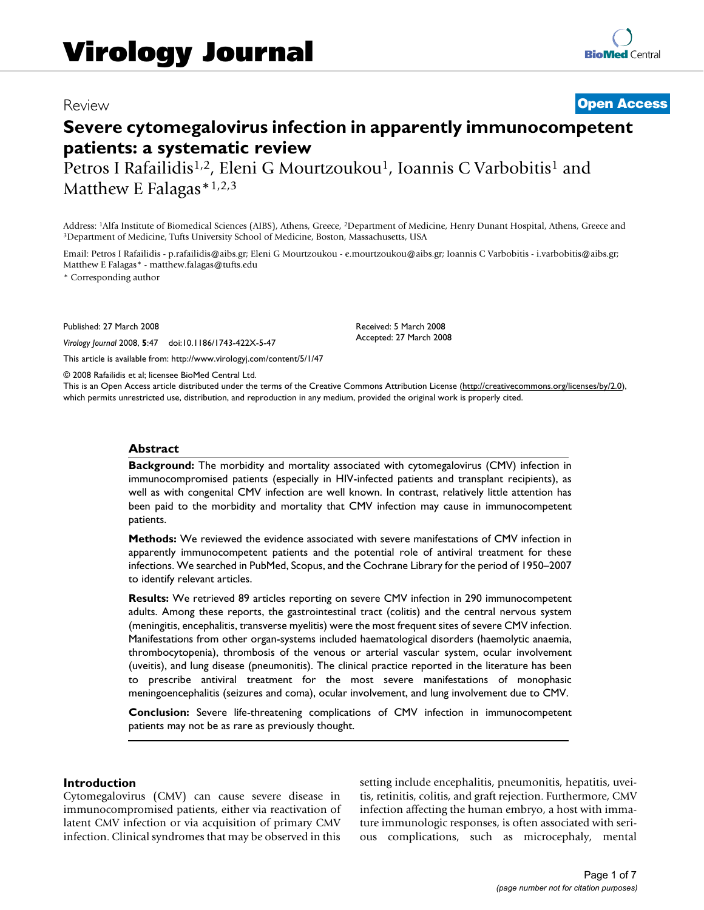# Virology Journal

Review

**Open Access**

# Severe cytomegalovirus infection in apparently immunocompetent patients: a systematic review

Petros I Rafailidis[1,2], Eleni G Mourtzoukou[1], Ioannis C Varbobitis[1] and Matthew E Falagas*[1,2,3]

Address: [1]Alfa Institute of Biomedical Sciences (AIBS), Athens, Greece, [2]Department of Medicine, Henry Dunant Hospital, Athens, Greece and [3]Department of Medicine, Tufts University School of Medicine, Boston, Massachusetts, USA

Email: Petros I Rafailidis - p.rafailidis@aibs.gr; Eleni G Mourtzoukou - e.mourtzoukou@aibs.gr; Ioannis C Varbobitis - i.varbobitis@aibs.gr; Matthew E Falagas* - matthew.falagas@tufts.edu

* Corresponding author

Published: 27 March 2008

*Virology Journal* 2008, **5**:47 doi:10.1186/1743-422X-5-47

Received: 5 March 2008
Accepted: 27 March 2008

This article is available from: http://www.virologyj.com/content/5/1/47

© 2008 Rafailidis et al; licensee BioMed Central Ltd.
This is an Open Access article distributed under the terms of the Creative Commons Attribution License (http://creativecommons.org/licenses/by/2.0), which permits unrestricted use, distribution, and reproduction in any medium, provided the original work is properly cited.

## Abstract

**Background:** The morbidity and mortality associated with cytomegalovirus (CMV) infection in immunocompromised patients (especially in HIV-infected patients and transplant recipients), as well as with congenital CMV infection are well known. In contrast, relatively little attention has been paid to the morbidity and mortality that CMV infection may cause in immunocompetent patients.

**Methods:** We reviewed the evidence associated with severe manifestations of CMV infection in apparently immunocompetent patients and the potential role of antiviral treatment for these infections. We searched in PubMed, Scopus, and the Cochrane Library for the period of 1950–2007 to identify relevant articles.

**Results:** We retrieved 89 articles reporting on severe CMV infection in 290 immunocompetent adults. Among these reports, the gastrointestinal tract (colitis) and the central nervous system (meningitis, encephalitis, transverse myelitis) were the most frequent sites of severe CMV infection. Manifestations from other organ-systems included haematological disorders (haemolytic anaemia, thrombocytopenia), thrombosis of the venous or arterial vascular system, ocular involvement (uveitis), and lung disease (pneumonitis). The clinical practice reported in the literature has been to prescribe antiviral treatment for the most severe manifestations of monophasic meningoencephalitis (seizures and coma), ocular involvement, and lung involvement due to CMV.

**Conclusion:** Severe life-threatening complications of CMV infection in immunocompetent patients may not be as rare as previously thought.

## Introduction

Cytomegalovirus (CMV) can cause severe disease in immunocompromised patients, either via reactivation of latent CMV infection or via acquisition of primary CMV infection. Clinical syndromes that may be observed in this setting include encephalitis, pneumonitis, hepatitis, uveitis, retinitis, colitis, and graft rejection. Furthermore, CMV infection affecting the human embryo, a host with immature immunologic responses, is often associated with serious complications, such as microcephaly, mental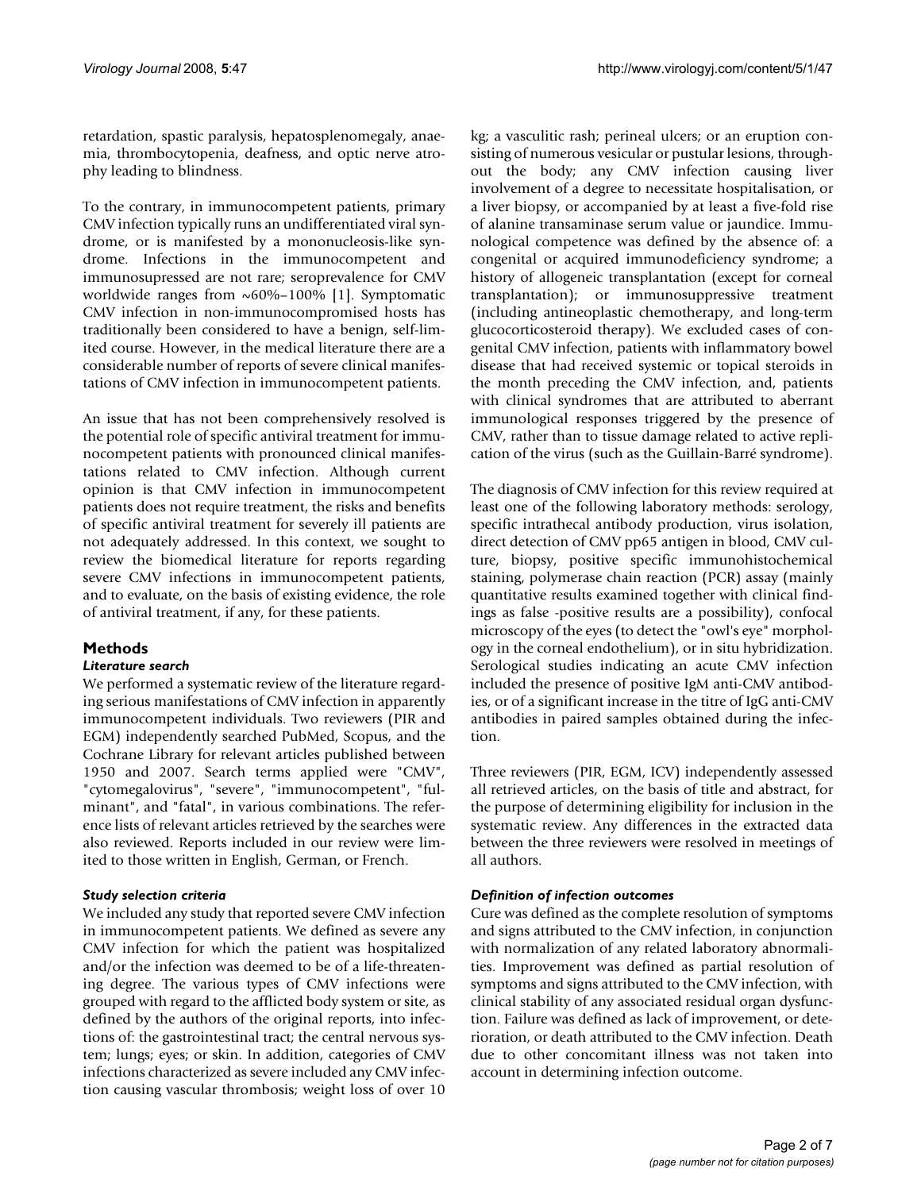retardation, spastic paralysis, hepatosplenomegaly, anaemia, thrombocytopenia, deafness, and optic nerve atrophy leading to blindness.

To the contrary, in immunocompetent patients, primary CMV infection typically runs an undifferentiated viral syndrome, or is manifested by a mononucleosis-like syndrome. Infections in the immunocompetent and immunosupressed are not rare; seroprevalence for CMV worldwide ranges from ~60%–100% [1]. Symptomatic CMV infection in non-immunocompromised hosts has traditionally been considered to have a benign, self-limited course. However, in the medical literature there are a considerable number of reports of severe clinical manifestations of CMV infection in immunocompetent patients.

An issue that has not been comprehensively resolved is the potential role of specific antiviral treatment for immunocompetent patients with pronounced clinical manifestations related to CMV infection. Although current opinion is that CMV infection in immunocompetent patients does not require treatment, the risks and benefits of specific antiviral treatment for severely ill patients are not adequately addressed. In this context, we sought to review the biomedical literature for reports regarding severe CMV infections in immunocompetent patients, and to evaluate, on the basis of existing evidence, the role of antiviral treatment, if any, for these patients.

## Methods

### *Literature search*

We performed a systematic review of the literature regarding serious manifestations of CMV infection in apparently immunocompetent individuals. Two reviewers (PIR and EGM) independently searched PubMed, Scopus, and the Cochrane Library for relevant articles published between 1950 and 2007. Search terms applied were "CMV", "cytomegalovirus", "severe", "immunocompetent", "fulminant", and "fatal", in various combinations. The reference lists of relevant articles retrieved by the searches were also reviewed. Reports included in our review were limited to those written in English, German, or French.

### *Study selection criteria*

We included any study that reported severe CMV infection in immunocompetent patients. We defined as severe any CMV infection for which the patient was hospitalized and/or the infection was deemed to be of a life-threatening degree. The various types of CMV infections were grouped with regard to the afflicted body system or site, as defined by the authors of the original reports, into infections of: the gastrointestinal tract; the central nervous system; lungs; eyes; or skin. In addition, categories of CMV infections characterized as severe included any CMV infection causing vascular thrombosis; weight loss of over 10 kg; a vasculitic rash; perineal ulcers; or an eruption consisting of numerous vesicular or pustular lesions, throughout the body; any CMV infection causing liver involvement of a degree to necessitate hospitalisation, or a liver biopsy, or accompanied by at least a five-fold rise of alanine transaminase serum value or jaundice. Immunological competence was defined by the absence of: a congenital or acquired immunodeficiency syndrome; a history of allogeneic transplantation (except for corneal transplantation); or immunosuppressive treatment (including antineoplastic chemotherapy, and long-term glucocorticosteroid therapy). We excluded cases of congenital CMV infection, patients with inflammatory bowel disease that had received systemic or topical steroids in the month preceding the CMV infection, and, patients with clinical syndromes that are attributed to aberrant immunological responses triggered by the presence of CMV, rather than to tissue damage related to active replication of the virus (such as the Guillain-Barré syndrome).

The diagnosis of CMV infection for this review required at least one of the following laboratory methods: serology, specific intrathecal antibody production, virus isolation, direct detection of CMV pp65 antigen in blood, CMV culture, biopsy, positive specific immunohistochemical staining, polymerase chain reaction (PCR) assay (mainly quantitative results examined together with clinical findings as false -positive results are a possibility), confocal microscopy of the eyes (to detect the "owl's eye" morphology in the corneal endothelium), or in situ hybridization. Serological studies indicating an acute CMV infection included the presence of positive IgM anti-CMV antibodies, or of a significant increase in the titre of IgG anti-CMV antibodies in paired samples obtained during the infection.

Three reviewers (PIR, EGM, ICV) independently assessed all retrieved articles, on the basis of title and abstract, for the purpose of determining eligibility for inclusion in the systematic review. Any differences in the extracted data between the three reviewers were resolved in meetings of all authors.

### *Definition of infection outcomes*

Cure was defined as the complete resolution of symptoms and signs attributed to the CMV infection, in conjunction with normalization of any related laboratory abnormalities. Improvement was defined as partial resolution of symptoms and signs attributed to the CMV infection, with clinical stability of any associated residual organ dysfunction. Failure was defined as lack of improvement, or deterioration, or death attributed to the CMV infection. Death due to other concomitant illness was not taken into account in determining infection outcome.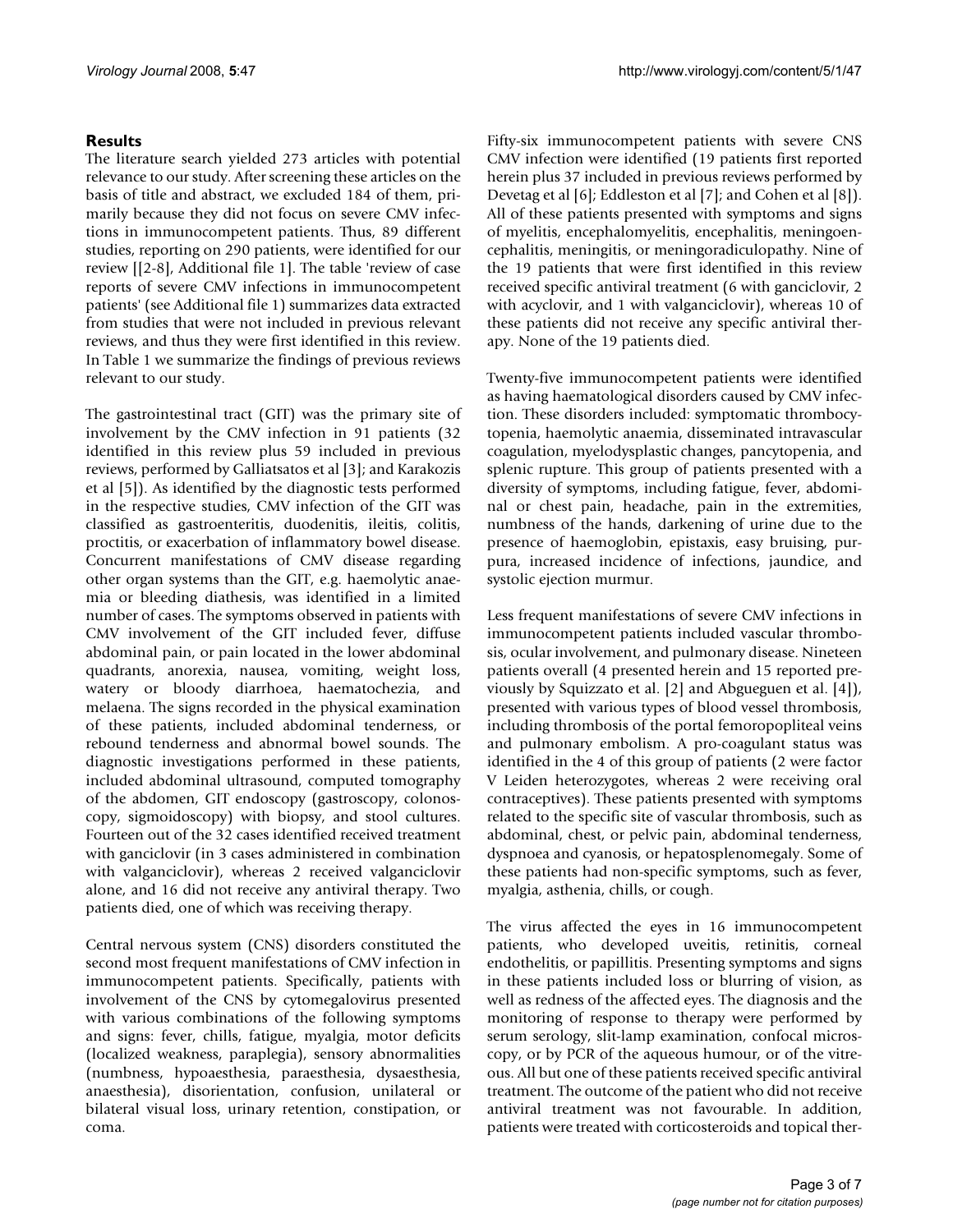## Results

The literature search yielded 273 articles with potential relevance to our study. After screening these articles on the basis of title and abstract, we excluded 184 of them, primarily because they did not focus on severe CMV infections in immunocompetent patients. Thus, 89 different studies, reporting on 290 patients, were identified for our review [[2-8], Additional file 1]. The table 'review of case reports of severe CMV infections in immunocompetent patients' (see Additional file 1) summarizes data extracted from studies that were not included in previous relevant reviews, and thus they were first identified in this review. In Table 1 we summarize the findings of previous reviews relevant to our study.

The gastrointestinal tract (GIT) was the primary site of involvement by the CMV infection in 91 patients (32 identified in this review plus 59 included in previous reviews, performed by Galliatsatos et al [3]; and Karakozis et al [5]). As identified by the diagnostic tests performed in the respective studies, CMV infection of the GIT was classified as gastroenteritis, duodenitis, ileitis, colitis, proctitis, or exacerbation of inflammatory bowel disease. Concurrent manifestations of CMV disease regarding other organ systems than the GIT, e.g. haemolytic anaemia or bleeding diathesis, was identified in a limited number of cases. The symptoms observed in patients with CMV involvement of the GIT included fever, diffuse abdominal pain, or pain located in the lower abdominal quadrants, anorexia, nausea, vomiting, weight loss, watery or bloody diarrhoea, haematochezia, and melaena. The signs recorded in the physical examination of these patients, included abdominal tenderness, or rebound tenderness and abnormal bowel sounds. The diagnostic investigations performed in these patients, included abdominal ultrasound, computed tomography of the abdomen, GIT endoscopy (gastroscopy, colonoscopy, sigmoidoscopy) with biopsy, and stool cultures. Fourteen out of the 32 cases identified received treatment with ganciclovir (in 3 cases administered in combination with valganciclovir), whereas 2 received valganciclovir alone, and 16 did not receive any antiviral therapy. Two patients died, one of which was receiving therapy.

Central nervous system (CNS) disorders constituted the second most frequent manifestations of CMV infection in immunocompetent patients. Specifically, patients with involvement of the CNS by cytomegalovirus presented with various combinations of the following symptoms and signs: fever, chills, fatigue, myalgia, motor deficits (localized weakness, paraplegia), sensory abnormalities (numbness, hypoaesthesia, paraesthesia, dysaesthesia, anaesthesia), disorientation, confusion, unilateral or bilateral visual loss, urinary retention, constipation, or coma.

Fifty-six immunocompetent patients with severe CNS CMV infection were identified (19 patients first reported herein plus 37 included in previous reviews performed by Devetag et al [6]; Eddleston et al [7]; and Cohen et al [8]). All of these patients presented with symptoms and signs of myelitis, encephalomyelitis, encephalitis, meningoencephalitis, meningitis, or meningoradiculopathy. Nine of the 19 patients that were first identified in this review received specific antiviral treatment (6 with ganciclovir, 2 with acyclovir, and 1 with valganciclovir), whereas 10 of these patients did not receive any specific antiviral therapy. None of the 19 patients died.

Twenty-five immunocompetent patients were identified as having haematological disorders caused by CMV infection. These disorders included: symptomatic thrombocytopenia, haemolytic anaemia, disseminated intravascular coagulation, myelodysplastic changes, pancytopenia, and splenic rupture. This group of patients presented with a diversity of symptoms, including fatigue, fever, abdominal or chest pain, headache, pain in the extremities, numbness of the hands, darkening of urine due to the presence of haemoglobin, epistaxis, easy bruising, purpura, increased incidence of infections, jaundice, and systolic ejection murmur.

Less frequent manifestations of severe CMV infections in immunocompetent patients included vascular thrombosis, ocular involvement, and pulmonary disease. Nineteen patients overall (4 presented herein and 15 reported previously by Squizzato et al. [2] and Abgueguen et al. [4]), presented with various types of blood vessel thrombosis, including thrombosis of the portal femoropopliteal veins and pulmonary embolism. A pro-coagulant status was identified in the 4 of this group of patients (2 were factor V Leiden heterozygotes, whereas 2 were receiving oral contraceptives). These patients presented with symptoms related to the specific site of vascular thrombosis, such as abdominal, chest, or pelvic pain, abdominal tenderness, dyspnoea and cyanosis, or hepatosplenomegaly. Some of these patients had non-specific symptoms, such as fever, myalgia, asthenia, chills, or cough.

The virus affected the eyes in 16 immunocompetent patients, who developed uveitis, retinitis, corneal endothelitis, or papillitis. Presenting symptoms and signs in these patients included loss or blurring of vision, as well as redness of the affected eyes. The diagnosis and the monitoring of response to therapy were performed by serum serology, slit-lamp examination, confocal microscopy, or by PCR of the aqueous humour, or of the vitreous. All but one of these patients received specific antiviral treatment. The outcome of the patient who did not receive antiviral treatment was not favourable. In addition, patients were treated with corticosteroids and topical ther-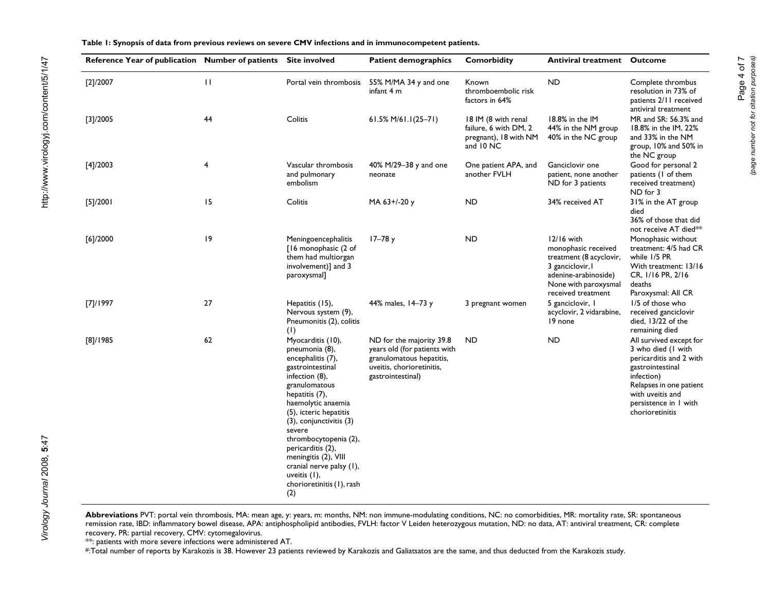**Table 1: Synopsis of data from previous reviews on severe CMV infections and in immunocompetent patients.**

| Reference Year of publication | Number of patients | Site involved | Patient demographics | Comorbidity | Antiviral treatment | Outcome |
|---|---|---|---|---|---|---|
| [2]/2007 | 11 | Portal vein thrombosis | 55% M/MA 34 y and one infant 4 m | Known thromboembolic risk factors in 64% | ND | Complete thrombus resolution in 73% of patients 2/11 received antiviral treatment |
| [3]/2005 | 44 | Colitis | 61.5% M/61.1(25–71) | 18 IM (8 with renal failure, 6 with DM, 2 pregnant), 18 with NM and 10 NC | 18.8% in the IM 44% in the NM group 40% in the NC group | MR and SR: 56.3% and 18.8% in the IM, 22% and 33% in the NM group, 10% and 50% in the NC group |
| [4]/2003 | 4 | Vascular thrombosis and pulmonary embolism | 40% M/29–38 y and one neonate | One patient APA, and another FVLH | Ganciclovir one patient, none another ND for 3 patients | Good for personal 2 patients (1 of them received treatment) ND for 3 |
| [5]/2001 | 15 | Colitis | MA 63+/-20 y | ND | 34% received AT | 31% in the AT group died 36% of those that did not receive AT died** |
| [6]/2000 | 19 | Meningoencephalitis [16 monophasic (2 of them had multiorgan involvement)] and 3 paroxysmal] | 17–78 y | ND | 12/16 with monophasic received treatment (8 acyclovir, 3 ganciclovir,1 adenine-arabinoside) None with paroxysmal received treatment | Monophasic without treatment: 4/5 had CR while 1/5 PR With treatment: 13/16 CR, 1/16 PR, 2/16 deaths Paroxysmal: All CR |
| [7]/1997 | 27 | Hepatitis (15), Nervous system (9), Pneumonitis (2), colitis (1) | 44% males, 14–73 y | 3 pregnant women | 5 ganciclovir, 1 acyclovir, 2 vidarabine, 19 none | 1/5 of those who received ganciclovir died, 13/22 of the remaining died |
| [8]/1985 | 62 | Myocarditis (10), pneumonia (8), encephalitis (7), gastrointestinal infection (8), granulomatous hepatitis (7), haemolytic anaemia (5), icteric hepatitis (3), conjunctivitis (3) severe thrombocytopenia (2), pericarditis (2), meningitis (2), VIII cranial nerve palsy (1), uveitis (1), chorioretinitis (1), rash (2) | ND for the majority 39.8 years old (for patients with granulomatous hepatitis, uveitis, chorioretinitis, gastrointestinal) | ND | ND | All survived except for 3 who died (1 with pericarditis and 2 with gastrointestinal infection) Relapses in one patient with uveitis and persistence in 1 with chorioretinitis |

**Abbreviations** PVT: portal vein thrombosis, MA: mean age, y: years, m: months, NM: non immune-modulating conditions, NC: no comorbidities, MR: mortality rate, SR: spontaneous remission rate, IBD: inflammatory bowel disease, APA: antiphospholipid antibodies, FVLH: factor V Leiden heterozygous mutation, ND: no data, AT: antiviral treatment, CR: complete recovery, PR: partial recovery, CMV: cytomegalovirus.

**: patients with more severe infections were administered AT.

#:Total number of reports by Karakozis is 38. However 23 patients reviewed by Karakozis and Galiatsatos are the same, and thus deducted from the Karakozis study.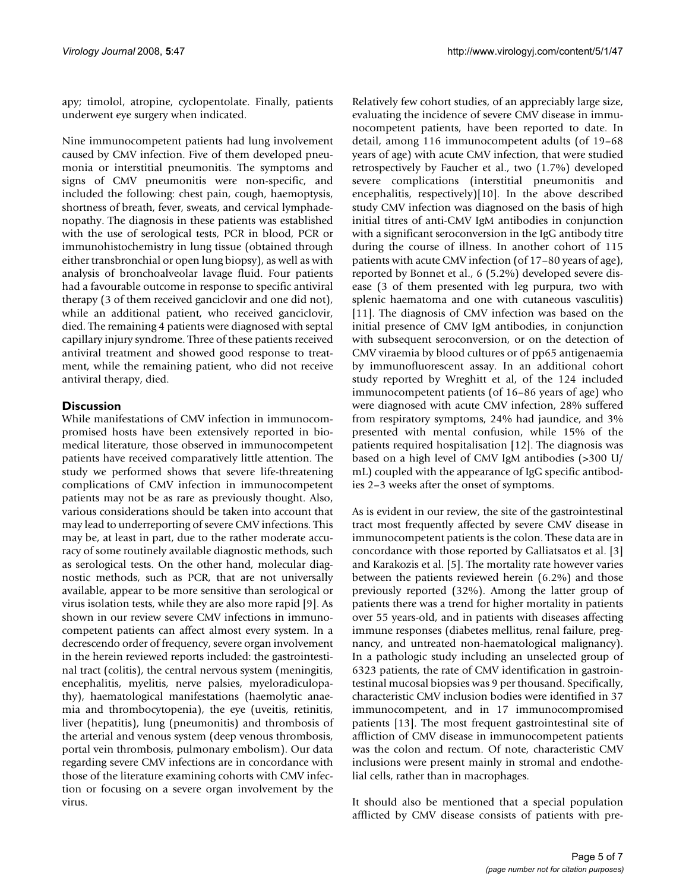apy; timolol, atropine, cyclopentolate. Finally, patients underwent eye surgery when indicated.

Nine immunocompetent patients had lung involvement caused by CMV infection. Five of them developed pneumonia or interstitial pneumonitis. The symptoms and signs of CMV pneumonitis were non-specific, and included the following: chest pain, cough, haemoptysis, shortness of breath, fever, sweats, and cervical lymphadenopathy. The diagnosis in these patients was established with the use of serological tests, PCR in blood, PCR or immunohistochemistry in lung tissue (obtained through either transbronchial or open lung biopsy), as well as with analysis of bronchoalveolar lavage fluid. Four patients had a favourable outcome in response to specific antiviral therapy (3 of them received ganciclovir and one did not), while an additional patient, who received ganciclovir, died. The remaining 4 patients were diagnosed with septal capillary injury syndrome. Three of these patients received antiviral treatment and showed good response to treatment, while the remaining patient, who did not receive antiviral therapy, died.

## Discussion

While manifestations of CMV infection in immunocompromised hosts have been extensively reported in biomedical literature, those observed in immunocompetent patients have received comparatively little attention. The study we performed shows that severe life-threatening complications of CMV infection in immunocompetent patients may not be as rare as previously thought. Also, various considerations should be taken into account that may lead to underreporting of severe CMV infections. This may be, at least in part, due to the rather moderate accuracy of some routinely available diagnostic methods, such as serological tests. On the other hand, molecular diagnostic methods, such as PCR, that are not universally available, appear to be more sensitive than serological or virus isolation tests, while they are also more rapid [9]. As shown in our review severe CMV infections in immunocompetent patients can affect almost every system. In a decrescendo order of frequency, severe organ involvement in the herein reviewed reports included: the gastrointestinal tract (colitis), the central nervous system (meningitis, encephalitis, myelitis, nerve palsies, myeloradiculopathy), haematological manifestations (haemolytic anaemia and thrombocytopenia), the eye (uveitis, retinitis, liver (hepatitis), lung (pneumonitis) and thrombosis of the arterial and venous system (deep venous thrombosis, portal vein thrombosis, pulmonary embolism). Our data regarding severe CMV infections are in concordance with those of the literature examining cohorts with CMV infection or focusing on a severe organ involvement by the virus.

Relatively few cohort studies, of an appreciably large size, evaluating the incidence of severe CMV disease in immunocompetent patients, have been reported to date. In detail, among 116 immunocompetent adults (of 19–68 years of age) with acute CMV infection, that were studied retrospectively by Faucher et al., two (1.7%) developed severe complications (interstitial pneumonitis and encephalitis, respectively)[10]. In the above described study CMV infection was diagnosed on the basis of high initial titres of anti-CMV IgM antibodies in conjunction with a significant seroconversion in the IgG antibody titre during the course of illness. In another cohort of 115 patients with acute CMV infection (of 17–80 years of age), reported by Bonnet et al., 6 (5.2%) developed severe disease (3 of them presented with leg purpura, two with splenic haematoma and one with cutaneous vasculitis) [11]. The diagnosis of CMV infection was based on the initial presence of CMV IgM antibodies, in conjunction with subsequent seroconversion, or on the detection of CMV viraemia by blood cultures or of pp65 antigenaemia by immunofluorescent assay. In an additional cohort study reported by Wreghitt et al, of the 124 included immunocompetent patients (of 16–86 years of age) who were diagnosed with acute CMV infection, 28% suffered from respiratory symptoms, 24% had jaundice, and 3% presented with mental confusion, while 15% of the patients required hospitalisation [12]. The diagnosis was based on a high level of CMV IgM antibodies (>300 U/mL) coupled with the appearance of IgG specific antibodies 2–3 weeks after the onset of symptoms.

As is evident in our review, the site of the gastrointestinal tract most frequently affected by severe CMV disease in immunocompetent patients is the colon. These data are in concordance with those reported by Galliatsatos et al. [3] and Karakozis et al. [5]. The mortality rate however varies between the patients reviewed herein (6.2%) and those previously reported (32%). Among the latter group of patients there was a trend for higher mortality in patients over 55 years-old, and in patients with diseases affecting immune responses (diabetes mellitus, renal failure, pregnancy, and untreated non-haematological malignancy). In a pathologic study including an unselected group of 6323 patients, the rate of CMV identification in gastrointestinal mucosal biopsies was 9 per thousand. Specifically, characteristic CMV inclusion bodies were identified in 37 immunocompetent, and in 17 immunocompromised patients [13]. The most frequent gastrointestinal site of affliction of CMV disease in immunocompetent patients was the colon and rectum. Of note, characteristic CMV inclusions were present mainly in stromal and endothelial cells, rather than in macrophages.

It should also be mentioned that a special population afflicted by CMV disease consists of patients with pre-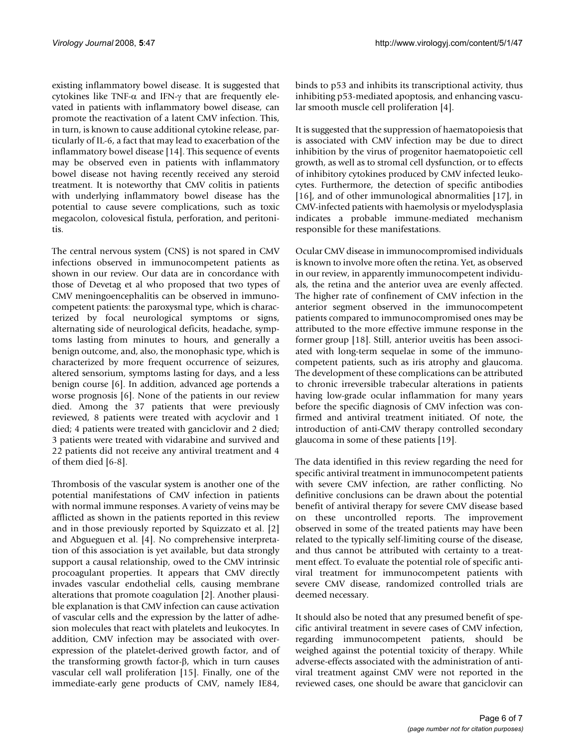existing inflammatory bowel disease. It is suggested that cytokines like TNF-$\alpha$ and IFN-$\gamma$ that are frequently elevated in patients with inflammatory bowel disease, can promote the reactivation of a latent CMV infection. This, in turn, is known to cause additional cytokine release, particularly of IL-6, a fact that may lead to exacerbation of the inflammatory bowel disease [14]. This sequence of events may be observed even in patients with inflammatory bowel disease not having recently received any steroid treatment. It is noteworthy that CMV colitis in patients with underlying inflammatory bowel disease has the potential to cause severe complications, such as toxic megacolon, colovesical fistula, perforation, and peritonitis.

The central nervous system (CNS) is not spared in CMV infections observed in immunocompetent patients as shown in our review. Our data are in concordance with those of Devetag et al who proposed that two types of CMV meningoencephalitis can be observed in immunocompetent patients: the paroxysmal type, which is characterized by focal neurological symptoms or signs, alternating side of neurological deficits, headache, symptoms lasting from minutes to hours, and generally a benign outcome, and, also, the monophasic type, which is characterized by more frequent occurrence of seizures, altered sensorium, symptoms lasting for days, and a less benign course [6]. In addition, advanced age portends a worse prognosis [6]. None of the patients in our review died. Among the 37 patients that were previously reviewed, 8 patients were treated with acyclovir and 1 died; 4 patients were treated with ganciclovir and 2 died; 3 patients were treated with vidarabine and survived and 22 patients did not receive any antiviral treatment and 4 of them died [6-8].

Thrombosis of the vascular system is another one of the potential manifestations of CMV infection in patients with normal immune responses. A variety of veins may be afflicted as shown in the patients reported in this review and in those previously reported by Squizzato et al. [2] and Abgueguen et al. [4]. No comprehensive interpretation of this association is yet available, but data strongly support a causal relationship, owed to the CMV intrinsic procoagulant properties. It appears that CMV directly invades vascular endothelial cells, causing membrane alterations that promote coagulation [2]. Another plausible explanation is that CMV infection can cause activation of vascular cells and the expression by the latter of adhesion molecules that react with platelets and leukocytes. In addition, CMV infection may be associated with overexpression of the platelet-derived growth factor, and of the transforming growth factor-$\beta$, which in turn causes vascular cell wall proliferation [15]. Finally, one of the immediate-early gene products of CMV, namely IE84, binds to p53 and inhibits its transcriptional activity, thus inhibiting p53-mediated apoptosis, and enhancing vascular smooth muscle cell proliferation [4].

It is suggested that the suppression of haematopoiesis that is associated with CMV infection may be due to direct inhibition by the virus of progenitor haematopoietic cell growth, as well as to stromal cell dysfunction, or to effects of inhibitory cytokines produced by CMV infected leukocytes. Furthermore, the detection of specific antibodies [16], and of other immunological abnormalities [17], in CMV-infected patients with haemolysis or myelodysplasia indicates a probable immune-mediated mechanism responsible for these manifestations.

Ocular CMV disease in immunocompromised individuals is known to involve more often the retina. Yet, as observed in our review, in apparently immunocompetent individuals, the retina and the anterior uvea are evenly affected. The higher rate of confinement of CMV infection in the anterior segment observed in the immunocompetent patients compared to immunocompromised ones may be attributed to the more effective immune response in the former group [18]. Still, anterior uveitis has been associated with long-term sequelae in some of the immunocompetent patients, such as iris atrophy and glaucoma. The development of these complications can be attributed to chronic irreversible trabecular alterations in patients having low-grade ocular inflammation for many years before the specific diagnosis of CMV infection was confirmed and antiviral treatment initiated. Of note, the introduction of anti-CMV therapy controlled secondary glaucoma in some of these patients [19].

The data identified in this review regarding the need for specific antiviral treatment in immunocompetent patients with severe CMV infection, are rather conflicting. No definitive conclusions can be drawn about the potential benefit of antiviral therapy for severe CMV disease based on these uncontrolled reports. The improvement observed in some of the treated patients may have been related to the typically self-limiting course of the disease, and thus cannot be attributed with certainty to a treatment effect. To evaluate the potential role of specific antiviral treatment for immunocompetent patients with severe CMV disease, randomized controlled trials are deemed necessary.

It should also be noted that any presumed benefit of specific antiviral treatment in severe cases of CMV infection, regarding immunocompetent patients, should be weighed against the potential toxicity of therapy. While adverse-effects associated with the administration of antiviral treatment against CMV were not reported in the reviewed cases, one should be aware that ganciclovir can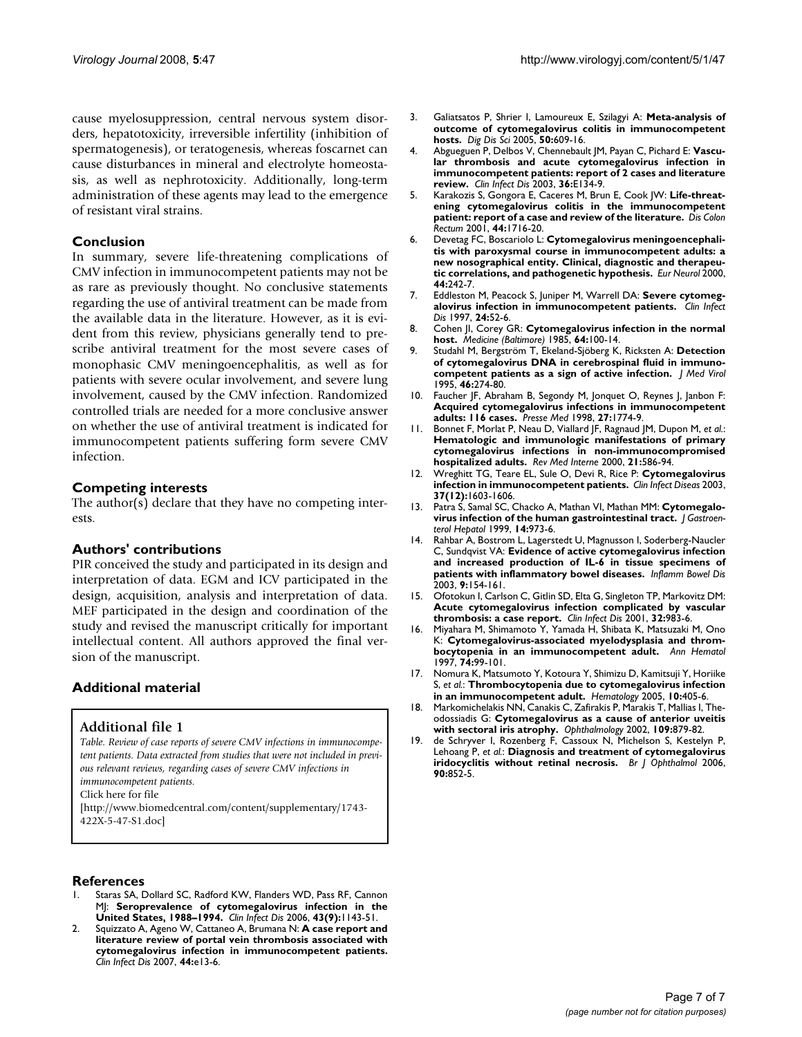cause myelosuppression, central nervous system disorders, hepatotoxicity, irreversible infertility (inhibition of spermatogenesis), or teratogenesis, whereas foscarnet can cause disturbances in mineral and electrolyte homeostasis, as well as nephrotoxicity. Additionally, long-term administration of these agents may lead to the emergence of resistant viral strains.

## Conclusion

In summary, severe life-threatening complications of CMV infection in immunocompetent patients may not be as rare as previously thought. No conclusive statements regarding the use of antiviral treatment can be made from the available data in the literature. However, as it is evident from this review, physicians generally tend to prescribe antiviral treatment for the most severe cases of monophasic CMV meningoencephalitis, as well as for patients with severe ocular involvement, and severe lung involvement, caused by the CMV infection. Randomized controlled trials are needed for a more conclusive answer on whether the use of antiviral treatment is indicated for immunocompetent patients suffering form severe CMV infection.

## Competing interests

The author(s) declare that they have no competing interests.

## Authors' contributions

PIR conceived the study and participated in its design and interpretation of data. EGM and ICV participated in the design, acquisition, analysis and interpretation of data. MEF participated in the design and coordination of the study and revised the manuscript critically for important intellectual content. All authors approved the final version of the manuscript.

## Additional material

**Additional file 1**

*Table. Review of case reports of severe CMV infections in immunocompetent patients. Data extracted from studies that were not included in previous relevant reviews, regarding cases of severe CMV infections in immunocompetent patients.*

Click here for file

[http://www.biomedcentral.com/content/supplementary/1743-422X-5-47-S1.doc]

## References

1. Staras SA, Dollard SC, Radford KW, Flanders WD, Pass RF, Cannon MJ: **Seroprevalence of cytomegalovirus infection in the United States, 1988–1994.** *Clin Infect Dis* 2006, **43(9):**1143-51.
2. Squizzato A, Ageno W, Cattaneo A, Brumana N: **A case report and literature review of portal vein thrombosis associated with cytomegalovirus infection in immunocompetent patients.** *Clin Infect Dis* 2007, **44:**e13-6.
3. Galiatsatos P, Shrier I, Lamoureux E, Szilagyi A: **Meta-analysis of outcome of cytomegalovirus colitis in immunocompetent hosts.** *Dig Dis Sci* 2005, **50:**609-16.
4. Abgueguen P, Delbos V, Chennebault JM, Payan C, Pichard E: **Vascular thrombosis and acute cytomegalovirus infection in immunocompetent patients: report of 2 cases and literature review.** *Clin Infect Dis* 2003, **36:**E134-9.
5. Karakozis S, Gongora E, Caceres M, Brun E, Cook JW: **Life-threatening cytomegalovirus colitis in the immunocompetent patient: report of a case and review of the literature.** *Dis Colon Rectum* 2001, **44:**1716-20.
6. Devetag FC, Boscariolo L: **Cytomegalovirus meningoencephalitis with paroxysmal course in immunocompetent adults: a new nosographical entity. Clinical, diagnostic and therapeutic correlations, and pathogenetic hypothesis.** *Eur Neurol* 2000, **44:**242-7.
7. Eddleston M, Peacock S, Juniper M, Warrell DA: **Severe cytomegalovirus infection in immunocompetent patients.** *Clin Infect Dis* 1997, **24:**52-6.
8. Cohen JI, Corey GR: **Cytomegalovirus infection in the normal host.** *Medicine (Baltimore)* 1985, **64:**100-14.
9. Studahl M, Bergström T, Ekeland-Sjöberg K, Ricksten A: **Detection of cytomegalovirus DNA in cerebrospinal fluid in immunocompetent patients as a sign of active infection.** *J Med Virol* 1995, **46:**274-80.
10. Faucher JF, Abraham B, Segondy M, Jonquet O, Reynes J, Janbon F: **Acquired cytomegalovirus infections in immunocompetent adults: 116 cases.** *Presse Med* 1998, **27:**1774-9.
11. Bonnet F, Morlat P, Neau D, Viallard JF, Ragnaud JM, Dupon M, *et al.*: **Hematologic and immunologic manifestations of primary cytomegalovirus infections in non-immunocompromised hospitalized adults.** *Rev Med Interne* 2000, **21:**586-94.
12. Wreghitt TG, Teare EL, Sule O, Devi R, Rice P: **Cytomegalovirus infection in immunocompetent patients.** *Clin Infect Diseas* 2003, **37(12):**1603-1606.
13. Patra S, Samal SC, Chacko A, Mathan VI, Mathan MM: **Cytomegalovirus infection of the human gastrointestinal tract.** *J Gastroenterol Hepatol* 1999, **14:**973-6.
14. Rahbar A, Bostrom L, Lagerstedt U, Magnusson I, Soderberg-Naucler C, Sundqvist VA: **Evidence of active cytomegalovirus infection and increased production of IL-6 in tissue specimens of patients with inflammatory bowel diseases.** *Inflamm Bowel Dis* 2003, **9:**154-161.
15. Ofotokun I, Carlson C, Gitlin SD, Elta G, Singleton TP, Markovitz DM: **Acute cytomegalovirus infection complicated by vascular thrombosis: a case report.** *Clin Infect Dis* 2001, **32:**983-6.
16. Miyahara M, Shimamoto Y, Yamada H, Shibata K, Matsuzaki M, Ono K: **Cytomegalovirus-associated myelodysplasia and thrombocytopenia in an immunocompetent adult.** *Ann Hematol* 1997, **74:**99-101.
17. Nomura K, Matsumoto Y, Kotoura Y, Shimizu D, Kamitsuji Y, Horiike S, *et al.*: **Thrombocytopenia due to cytomegalovirus infection in an immunocompetent adult.** *Hematology* 2005, **10:**405-6.
18. Markomichelakis NN, Canakis C, Zafirakis P, Marakis T, Mallias I, Theodossiadis G: **Cytomegalovirus as a cause of anterior uveitis with sectoral iris atrophy.** *Ophthalmology* 2002, **109:**879-82.
19. de Schryver I, Rozenberg F, Cassoux N, Michelson S, Kestelyn P, Lehoang P, *et al.*: **Diagnosis and treatment of cytomegalovirus iridocyclitis without retinal necrosis.** *Br J Ophthalmol* 2006, **90:**852-5.